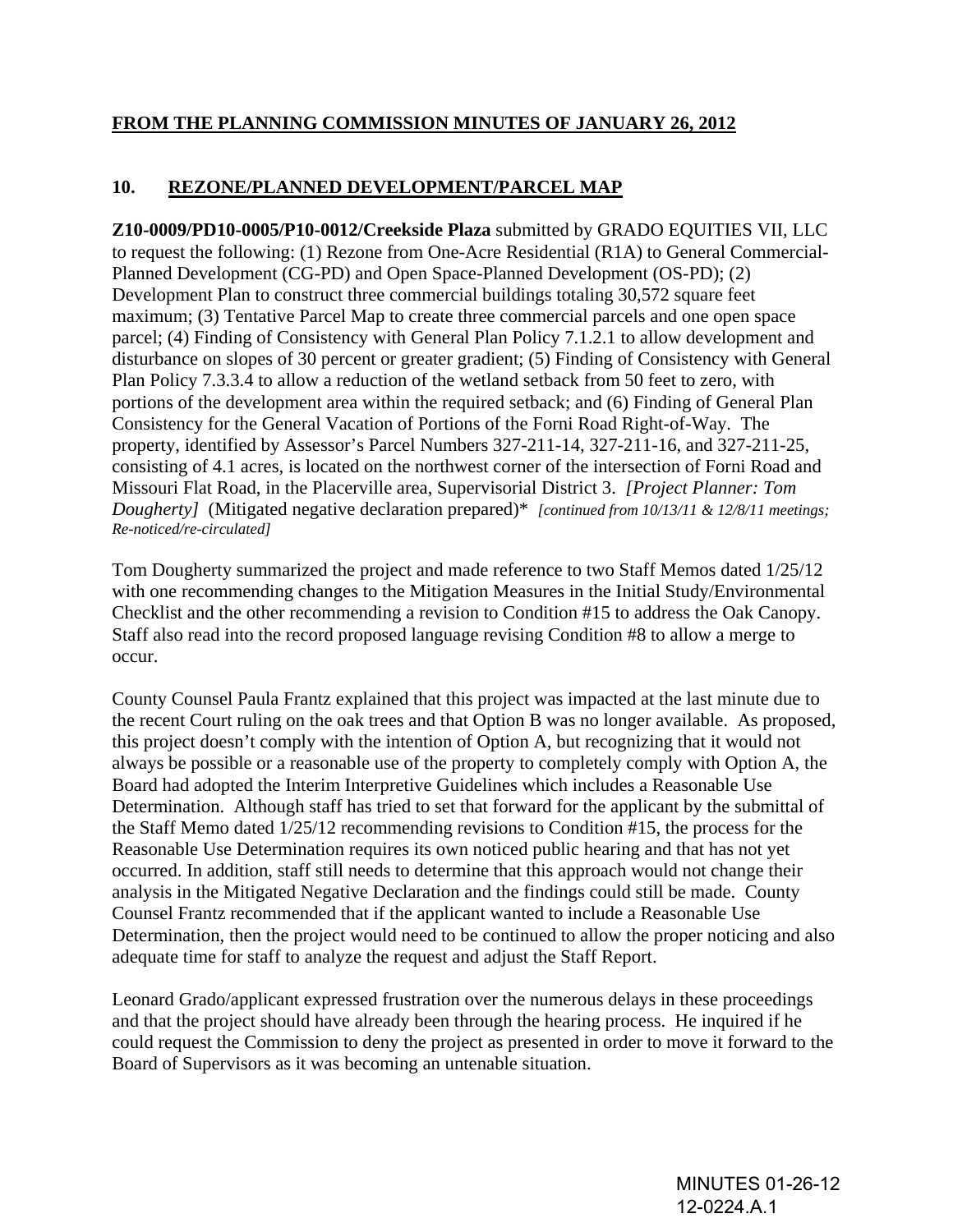**FROM THE PLANNING COMMISSION MINUTES OF JANUARY 26, 2012**

## 10. REZONE/PLANNED DEVELOPMENT/PARCEL MAP

**Z10-0009/PD10-0005/P10-0012/Creekside Plaza** submitted by GRADO EQUITIES VII, LLC to request the following: (1) Rezone from One-Acre Residential (R1A) to General Commercial-Planned Development (CG-PD) and Open Space-Planned Development (OS-PD); (2) Development Plan to construct three commercial buildings totaling 30,572 square feet maximum; (3) Tentative Parcel Map to create three commercial parcels and one open space parcel; (4) Finding of Consistency with General Plan Policy 7.1.2.1 to allow development and disturbance on slopes of 30 percent or greater gradient; (5) Finding of Consistency with General Plan Policy 7.3.3.4 to allow a reduction of the wetland setback from 50 feet to zero, with portions of the development area within the required setback; and (6) Finding of General Plan Consistency for the General Vacation of Portions of the Forni Road Right-of-Way. The property, identified by Assessor's Parcel Numbers 327-211-14, 327-211-16, and 327-211-25, consisting of 4.1 acres, is located on the northwest corner of the intersection of Forni Road and Missouri Flat Road, in the Placerville area, Supervisorial District 3. *[Project Planner: Tom Dougherty]* (Mitigated negative declaration prepared)* *[continued from 10/13/11 & 12/8/11 meetings; Re-noticed/re-circulated]*

Tom Dougherty summarized the project and made reference to two Staff Memos dated 1/25/12 with one recommending changes to the Mitigation Measures in the Initial Study/Environmental Checklist and the other recommending a revision to Condition #15 to address the Oak Canopy. Staff also read into the record proposed language revising Condition #8 to allow a merge to occur.

County Counsel Paula Frantz explained that this project was impacted at the last minute due to the recent Court ruling on the oak trees and that Option B was no longer available. As proposed, this project doesn't comply with the intention of Option A, but recognizing that it would not always be possible or a reasonable use of the property to completely comply with Option A, the Board had adopted the Interim Interpretive Guidelines which includes a Reasonable Use Determination. Although staff has tried to set that forward for the applicant by the submittal of the Staff Memo dated 1/25/12 recommending revisions to Condition #15, the process for the Reasonable Use Determination requires its own noticed public hearing and that has not yet occurred. In addition, staff still needs to determine that this approach would not change their analysis in the Mitigated Negative Declaration and the findings could still be made. County Counsel Frantz recommended that if the applicant wanted to include a Reasonable Use Determination, then the project would need to be continued to allow the proper noticing and also adequate time for staff to analyze the request and adjust the Staff Report.

Leonard Grado/applicant expressed frustration over the numerous delays in these proceedings and that the project should have already been through the hearing process. He inquired if he could request the Commission to deny the project as presented in order to move it forward to the Board of Supervisors as it was becoming an untenable situation.

MINUTES 01-26-12
12-0224.A.1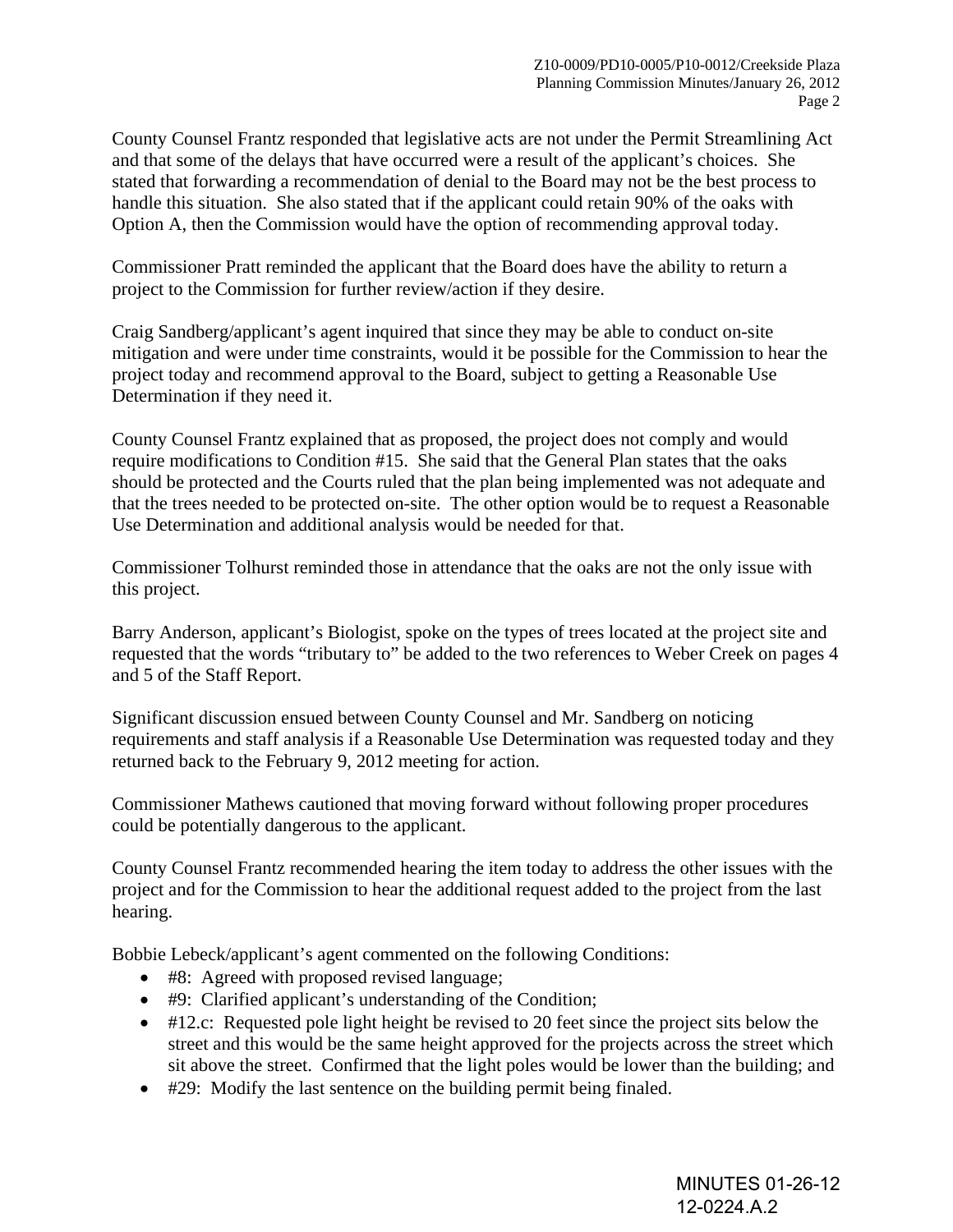County Counsel Frantz responded that legislative acts are not under the Permit Streamlining Act and that some of the delays that have occurred were a result of the applicant's choices. She stated that forwarding a recommendation of denial to the Board may not be the best process to handle this situation. She also stated that if the applicant could retain 90% of the oaks with Option A, then the Commission would have the option of recommending approval today.

Commissioner Pratt reminded the applicant that the Board does have the ability to return a project to the Commission for further review/action if they desire.

Craig Sandberg/applicant's agent inquired that since they may be able to conduct on-site mitigation and were under time constraints, would it be possible for the Commission to hear the project today and recommend approval to the Board, subject to getting a Reasonable Use Determination if they need it.

County Counsel Frantz explained that as proposed, the project does not comply and would require modifications to Condition #15. She said that the General Plan states that the oaks should be protected and the Courts ruled that the plan being implemented was not adequate and that the trees needed to be protected on-site. The other option would be to request a Reasonable Use Determination and additional analysis would be needed for that.

Commissioner Tolhurst reminded those in attendance that the oaks are not the only issue with this project.

Barry Anderson, applicant's Biologist, spoke on the types of trees located at the project site and requested that the words "tributary to" be added to the two references to Weber Creek on pages 4 and 5 of the Staff Report.

Significant discussion ensued between County Counsel and Mr. Sandberg on noticing requirements and staff analysis if a Reasonable Use Determination was requested today and they returned back to the February 9, 2012 meeting for action.

Commissioner Mathews cautioned that moving forward without following proper procedures could be potentially dangerous to the applicant.

County Counsel Frantz recommended hearing the item today to address the other issues with the project and for the Commission to hear the additional request added to the project from the last hearing.

Bobbie Lebeck/applicant's agent commented on the following Conditions:

- #8: Agreed with proposed revised language;
- #9: Clarified applicant's understanding of the Condition;
- #12.c: Requested pole light height be revised to 20 feet since the project sits below the street and this would be the same height approved for the projects across the street which sit above the street. Confirmed that the light poles would be lower than the building; and
- #29: Modify the last sentence on the building permit being finaled.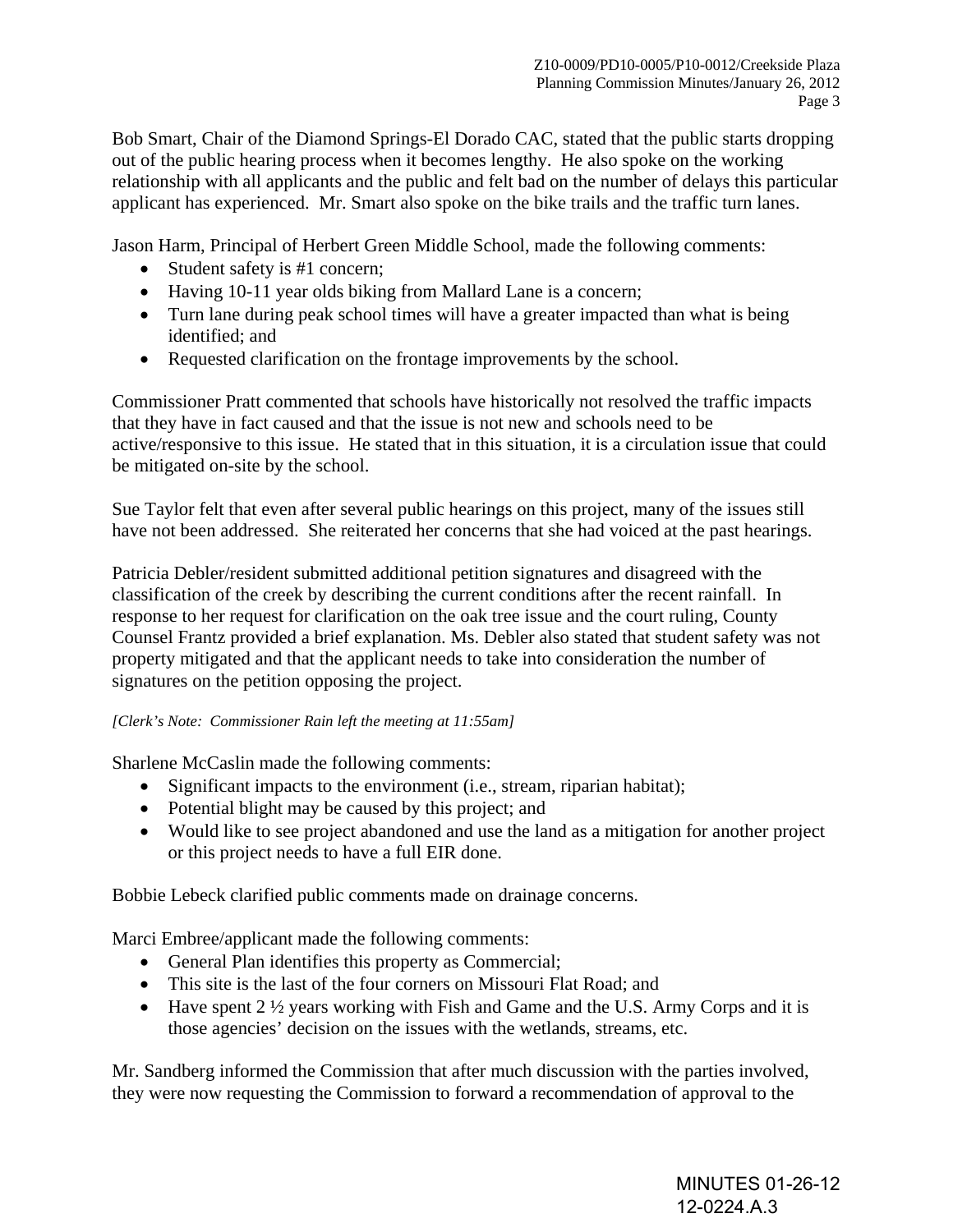Bob Smart, Chair of the Diamond Springs-El Dorado CAC, stated that the public starts dropping out of the public hearing process when it becomes lengthy. He also spoke on the working relationship with all applicants and the public and felt bad on the number of delays this particular applicant has experienced. Mr. Smart also spoke on the bike trails and the traffic turn lanes.

Jason Harm, Principal of Herbert Green Middle School, made the following comments:

- Student safety is #1 concern;
- Having 10-11 year olds biking from Mallard Lane is a concern;
- Turn lane during peak school times will have a greater impacted than what is being identified; and
- Requested clarification on the frontage improvements by the school.

Commissioner Pratt commented that schools have historically not resolved the traffic impacts that they have in fact caused and that the issue is not new and schools need to be active/responsive to this issue. He stated that in this situation, it is a circulation issue that could be mitigated on-site by the school.

Sue Taylor felt that even after several public hearings on this project, many of the issues still have not been addressed. She reiterated her concerns that she had voiced at the past hearings.

Patricia Debler/resident submitted additional petition signatures and disagreed with the classification of the creek by describing the current conditions after the recent rainfall. In response to her request for clarification on the oak tree issue and the court ruling, County Counsel Frantz provided a brief explanation. Ms. Debler also stated that student safety was not property mitigated and that the applicant needs to take into consideration the number of signatures on the petition opposing the project.

*[Clerk's Note: Commissioner Rain left the meeting at 11:55am]*

Sharlene McCaslin made the following comments:

- Significant impacts to the environment (i.e., stream, riparian habitat);
- Potential blight may be caused by this project; and
- Would like to see project abandoned and use the land as a mitigation for another project or this project needs to have a full EIR done.

Bobbie Lebeck clarified public comments made on drainage concerns.

Marci Embree/applicant made the following comments:

- General Plan identifies this property as Commercial;
- This site is the last of the four corners on Missouri Flat Road; and
- Have spent 2 ½ years working with Fish and Game and the U.S. Army Corps and it is those agencies' decision on the issues with the wetlands, streams, etc.

Mr. Sandberg informed the Commission that after much discussion with the parties involved, they were now requesting the Commission to forward a recommendation of approval to the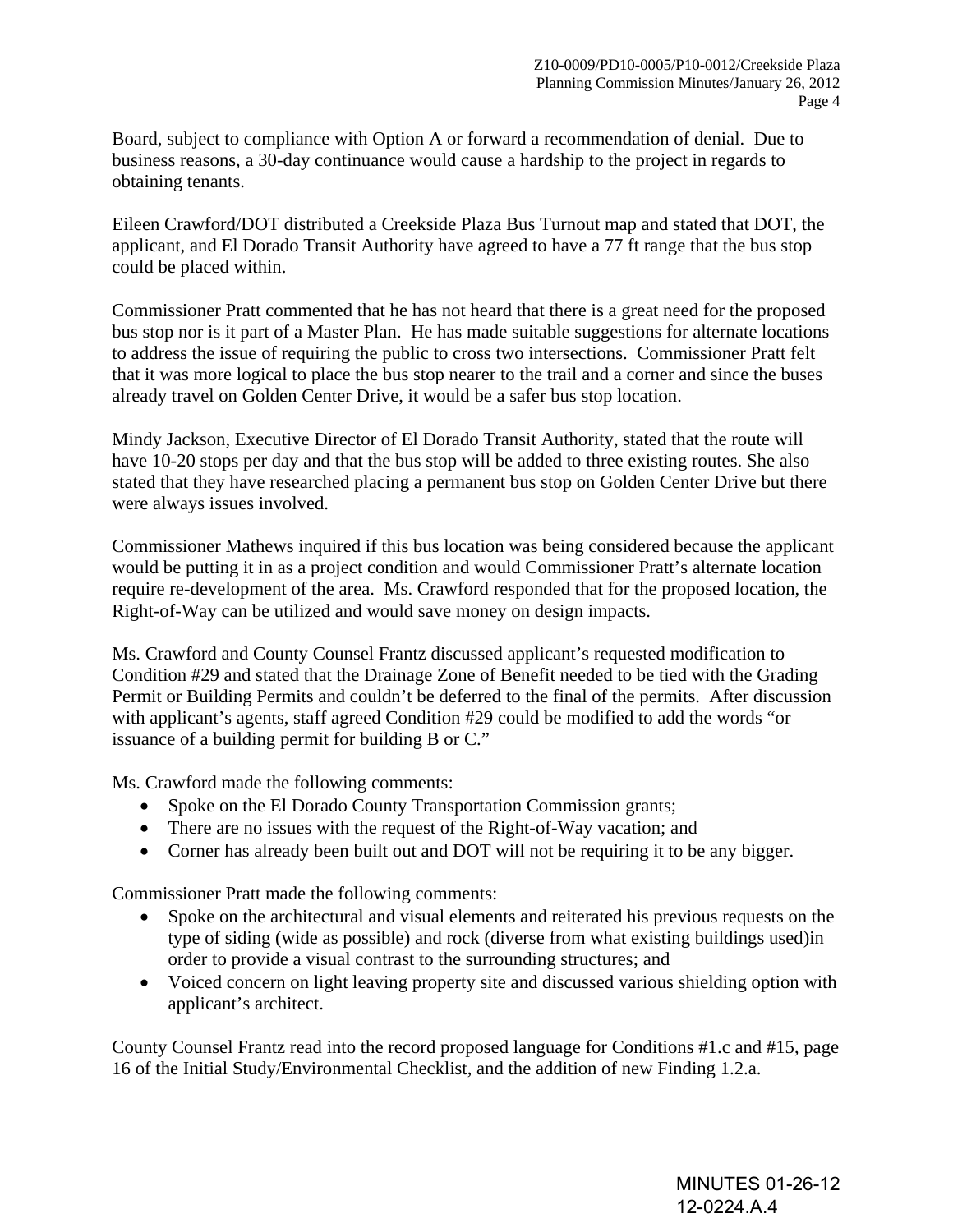Board, subject to compliance with Option A or forward a recommendation of denial. Due to business reasons, a 30-day continuance would cause a hardship to the project in regards to obtaining tenants.

Eileen Crawford/DOT distributed a Creekside Plaza Bus Turnout map and stated that DOT, the applicant, and El Dorado Transit Authority have agreed to have a 77 ft range that the bus stop could be placed within.

Commissioner Pratt commented that he has not heard that there is a great need for the proposed bus stop nor is it part of a Master Plan. He has made suitable suggestions for alternate locations to address the issue of requiring the public to cross two intersections. Commissioner Pratt felt that it was more logical to place the bus stop nearer to the trail and a corner and since the buses already travel on Golden Center Drive, it would be a safer bus stop location.

Mindy Jackson, Executive Director of El Dorado Transit Authority, stated that the route will have 10-20 stops per day and that the bus stop will be added to three existing routes. She also stated that they have researched placing a permanent bus stop on Golden Center Drive but there were always issues involved.

Commissioner Mathews inquired if this bus location was being considered because the applicant would be putting it in as a project condition and would Commissioner Pratt's alternate location require re-development of the area. Ms. Crawford responded that for the proposed location, the Right-of-Way can be utilized and would save money on design impacts.

Ms. Crawford and County Counsel Frantz discussed applicant's requested modification to Condition #29 and stated that the Drainage Zone of Benefit needed to be tied with the Grading Permit or Building Permits and couldn't be deferred to the final of the permits. After discussion with applicant's agents, staff agreed Condition #29 could be modified to add the words "or issuance of a building permit for building B or C."

Ms. Crawford made the following comments:

- Spoke on the El Dorado County Transportation Commission grants;
- There are no issues with the request of the Right-of-Way vacation; and
- Corner has already been built out and DOT will not be requiring it to be any bigger.

Commissioner Pratt made the following comments:

- Spoke on the architectural and visual elements and reiterated his previous requests on the type of siding (wide as possible) and rock (diverse from what existing buildings used)in order to provide a visual contrast to the surrounding structures; and
- Voiced concern on light leaving property site and discussed various shielding option with applicant's architect.

County Counsel Frantz read into the record proposed language for Conditions #1.c and #15, page 16 of the Initial Study/Environmental Checklist, and the addition of new Finding 1.2.a.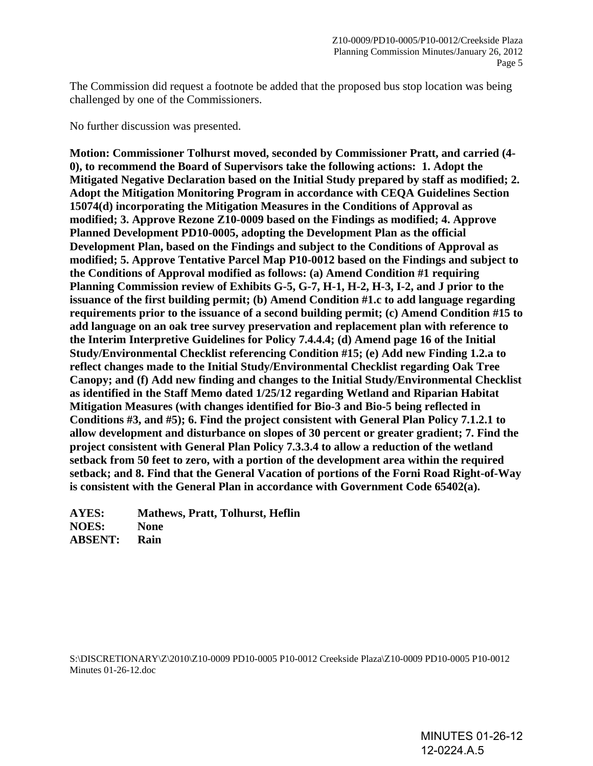The Commission did request a footnote be added that the proposed bus stop location was being challenged by one of the Commissioners.

No further discussion was presented.

**Motion: Commissioner Tolhurst moved, seconded by Commissioner Pratt, and carried (4-0), to recommend the Board of Supervisors take the following actions: 1. Adopt the Mitigated Negative Declaration based on the Initial Study prepared by staff as modified; 2. Adopt the Mitigation Monitoring Program in accordance with CEQA Guidelines Section 15074(d) incorporating the Mitigation Measures in the Conditions of Approval as modified; 3. Approve Rezone Z10-0009 based on the Findings as modified; 4. Approve Planned Development PD10-0005, adopting the Development Plan as the official Development Plan, based on the Findings and subject to the Conditions of Approval as modified; 5. Approve Tentative Parcel Map P10-0012 based on the Findings and subject to the Conditions of Approval modified as follows: (a) Amend Condition #1 requiring Planning Commission review of Exhibits G-5, G-7, H-1, H-2, H-3, I-2, and J prior to the issuance of the first building permit; (b) Amend Condition #1.c to add language regarding requirements prior to the issuance of a second building permit; (c) Amend Condition #15 to add language on an oak tree survey preservation and replacement plan with reference to the Interim Interpretive Guidelines for Policy 7.4.4.4; (d) Amend page 16 of the Initial Study/Environmental Checklist referencing Condition #15; (e) Add new Finding 1.2.a to reflect changes made to the Initial Study/Environmental Checklist regarding Oak Tree Canopy; and (f) Add new finding and changes to the Initial Study/Environmental Checklist as identified in the Staff Memo dated 1/25/12 regarding Wetland and Riparian Habitat Mitigation Measures (with changes identified for Bio-3 and Bio-5 being reflected in Conditions #3, and #5); 6. Find the project consistent with General Plan Policy 7.1.2.1 to allow development and disturbance on slopes of 30 percent or greater gradient; 7. Find the project consistent with General Plan Policy 7.3.3.4 to allow a reduction of the wetland setback from 50 feet to zero, with a portion of the development area within the required setback; and 8. Find that the General Vacation of portions of the Forni Road Right-of-Way is consistent with the General Plan in accordance with Government Code 65402(a).**

**AYES:** **Mathews, Pratt, Tolhurst, Heflin**
**NOES:** **None**
**ABSENT:** **Rain**

S:\DISCRETIONARY\Z\2010\Z10-0009 PD10-0005 P10-0012 Creekside Plaza\Z10-0009 PD10-0005 P10-0012 Minutes 01-26-12.doc

MINUTES 01-26-12
12-0224.A.5